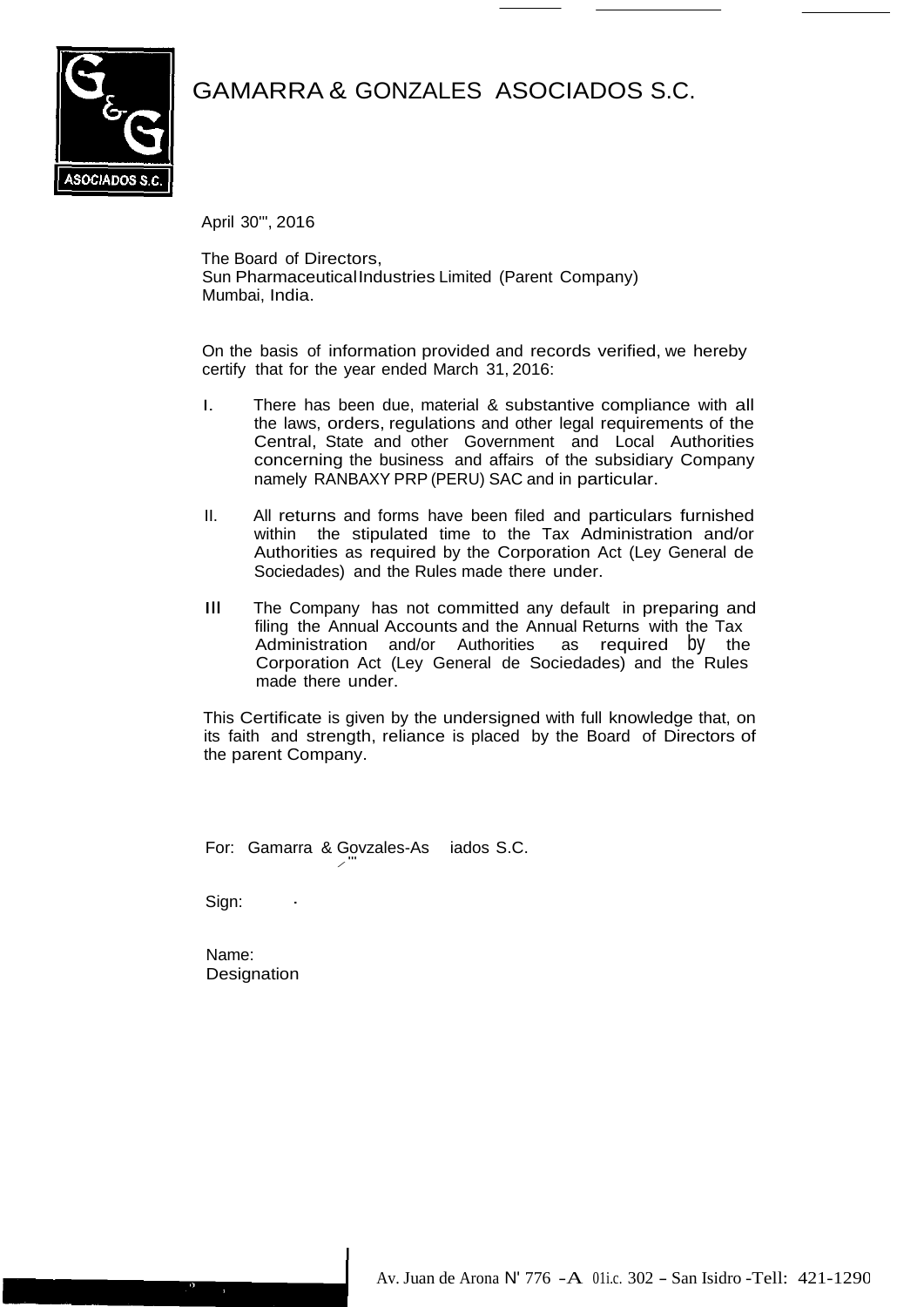# GAMARRA & GONZALES ASOCIADOS S.C.

April 30'", 2016

The Board of Directors,
Sun Pharmaceutical Industries Limited (Parent Company)
Mumbai, India.

On the basis of information provided and records verified, we hereby certify that for the year ended March 31, 2016:

I. There has been due, material & substantive compliance with all the laws, orders, regulations and other legal requirements of the Central, State and other Government and Local Authorities concerning the business and affairs of the subsidiary Company namely RANBAXY PRP (PERU) SAC and in particular.

II. All returns and forms have been filed and particulars furnished within the stipulated time to the Tax Administration and/or Authorities as required by the Corporation Act (Ley General de Sociedades) and the Rules made there under.

III The Company has not committed any default in preparing and filing the Annual Accounts and the Annual Returns with the Tax Administration and/or Authorities as required by the Corporation Act (Ley General de Sociedades) and the Rules made there under.

This Certificate is given by the undersigned with full knowledge that, on its faith and strength, reliance is placed by the Board of Directors of the parent Company.

For: Gamarra & Govzales-As iados S.C.

Sign: ·

Name:
Designation

Av. Juan de Arona N' 776 -A 01i.c. 302 - San Isidro -Tell: 421-1290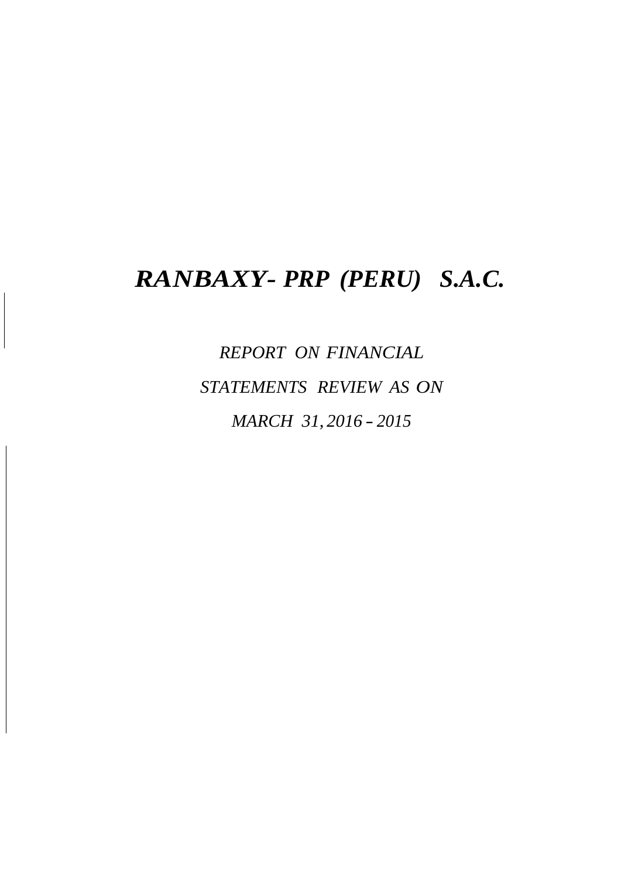# *RANBAXY- PRP (PERU) S.A.C.*

*REPORT ON FINANCIAL*

*STATEMENTS REVIEW AS ON*

*MARCH 31, 2016 – 2015*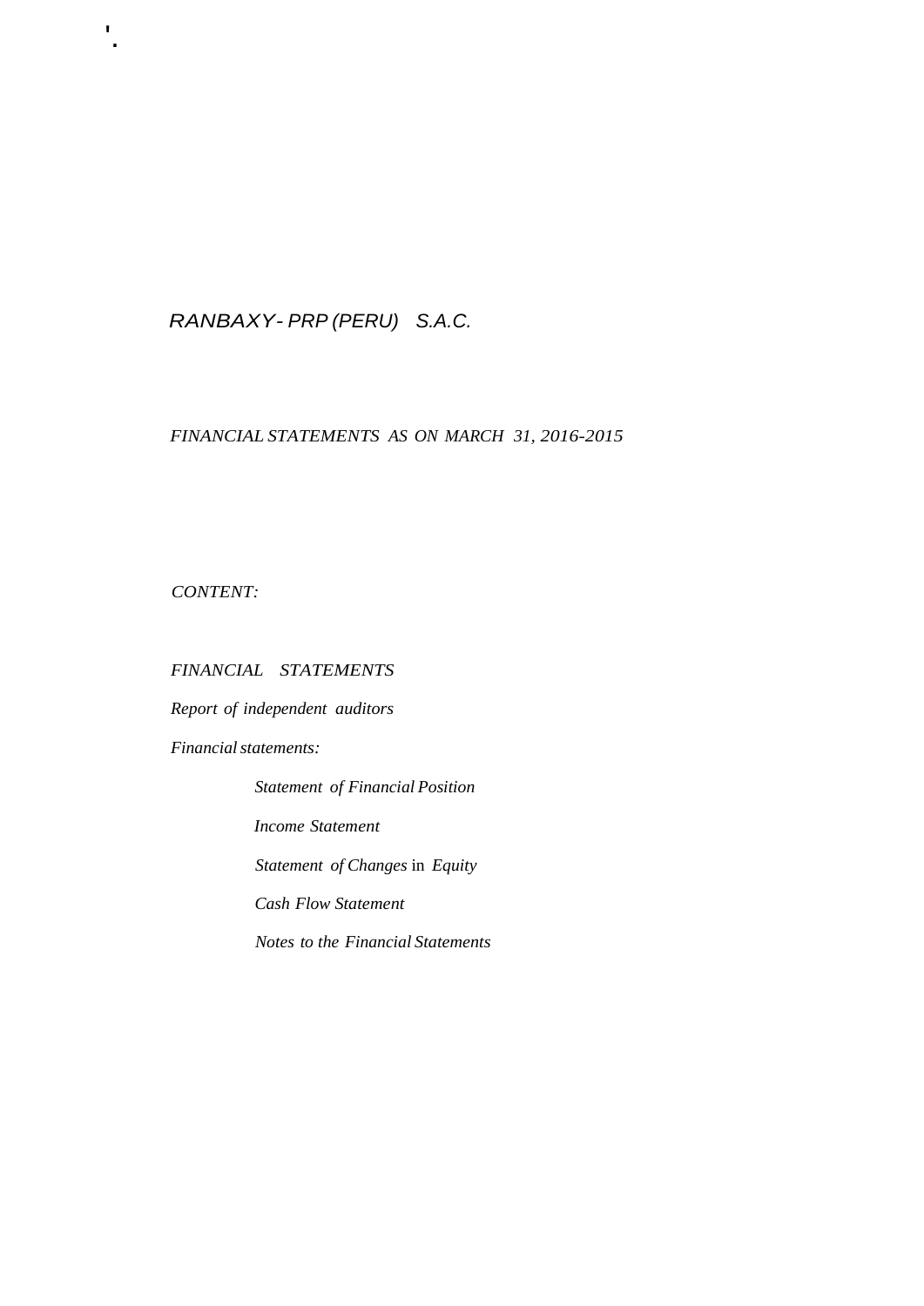# RANBAXY - PRP (PERU) S.A.C.

*FINANCIAL STATEMENTS AS ON MARCH 31, 2016-2015*

*CONTENT:*

*FINANCIAL STATEMENTS*

*Report of independent auditors*

*Financial statements:*

- *Statement of Financial Position*
- *Income Statement*
- *Statement of Changes* in *Equity*
- *Cash Flow Statement*
- *Notes to the Financial Statements*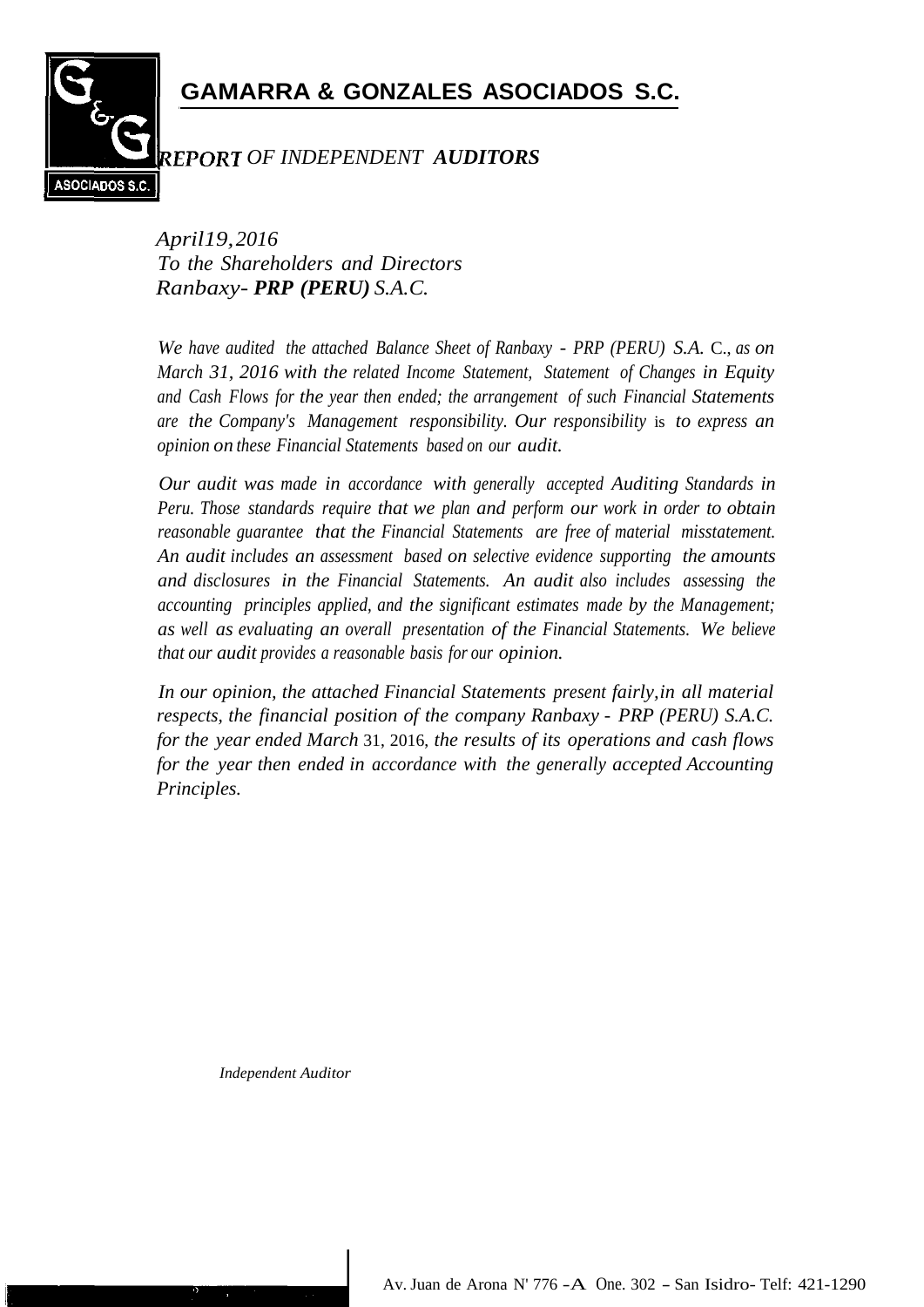# GAMARRA & GONZALES ASOCIADOS S.C.

## *REPORT OF INDEPENDENT* ***AUDITORS***

*April19,2016*
*To the Shareholders and Directors*
*Ranbaxy-* ***PRP (PERU)*** *S.A.C.*

*We have audited the attached Balance Sheet of Ranbaxy - PRP (PERU) S.A.* C., *as on March 31, 2016 with the related Income Statement, Statement of Changes in Equity and Cash Flows for the year then ended; the arrangement of such Financial Statements are the Company's Management responsibility. Our responsibility* is *to express an opinion on these Financial Statements based on our audit.*

*Our audit was made in accordance with generally accepted Auditing Standards in Peru. Those standards require that we plan and perform our work in order to obtain reasonable guarantee that the Financial Statements are free of material misstatement. An audit includes an assessment based on selective evidence supporting the amounts and disclosures in the Financial Statements. An audit also includes assessing the accounting principles applied, and the significant estimates made by the Management; as well as evaluating an overall presentation of the Financial Statements. We believe that our audit provides a reasonable basis for our opinion.*

*In our opinion, the attached Financial Statements present fairly,in all material respects, the financial position of the company Ranbaxy - PRP (PERU) S.A.C. for the year ended March* 31, 2016, *the results of its operations and cash flows for the year then ended in accordance with the generally accepted Accounting Principles.*

*Independent Auditor*

Av. Juan de Arona N' 776 -A One. 302 - San Isidro- Telf: 421-1290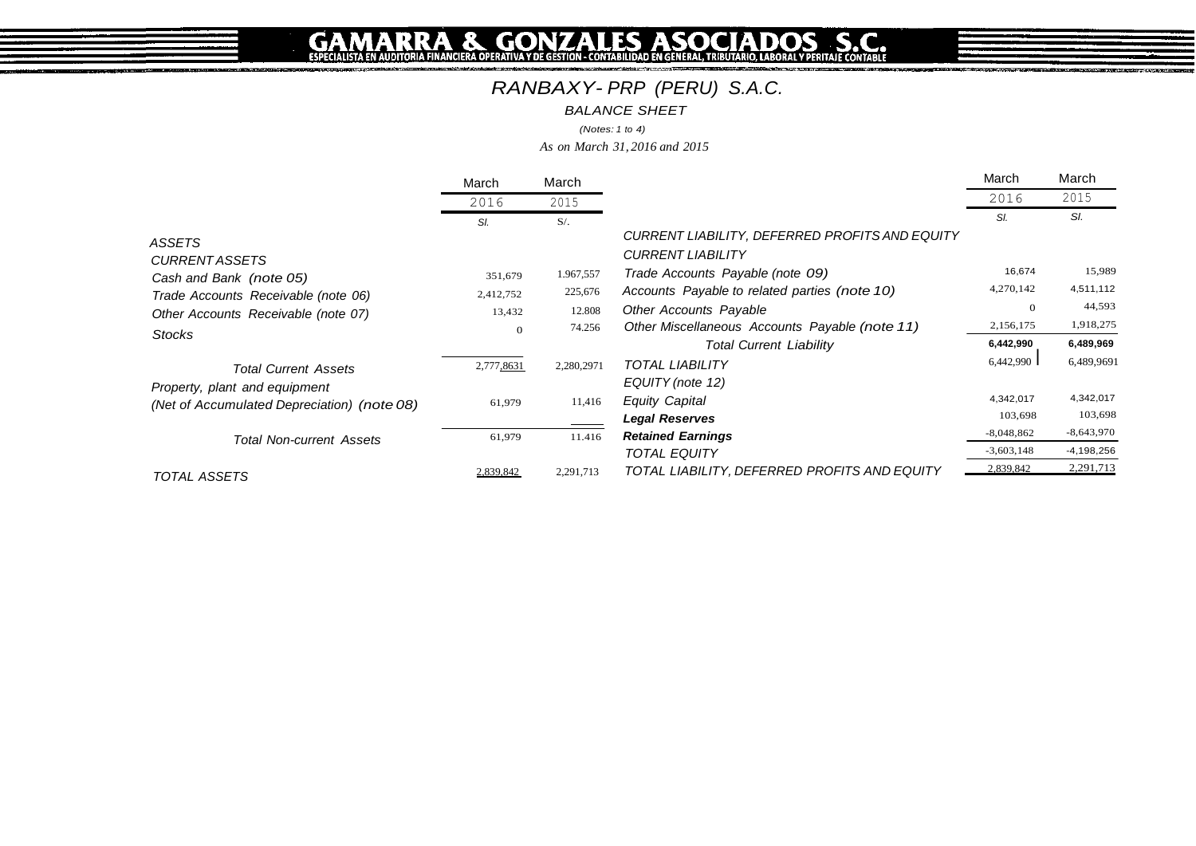# GAMARRA & GONZALES ASOCIADOS S.C.

ESPECIALISTA EN AUDITORIA FINANCIERA OPERATIVA Y DE GESTION - CONTABILIDAD EN GENERAL, TRIBUTARIO, LABORAL Y PERITAJE CONTABLE

## *RANBAXY- PRP (PERU) S.A.C.*

*BALANCE SHEET*

*(Notes: 1 to 4)*

*As on March 31, 2016 and 2015*

| | March 2016 | March 2015 |
|---|---|---|
| | S/. | S/. |
| *ASSETS* | | |
| *CURRENT ASSETS* | | |
| *Cash and Bank (note 05)* | 351,679 | 1.967,557 |
| *Trade Accounts Receivable (note 06)* | 2,412,752 | 225,676 |
| *Other Accounts Receivable (note 07)* | 13,432 | 12.808 |
| *Stocks* | 0 | 74.256 |
| *Total Current Assets* | 2,777,8631 | 2,280,2971 |
| *Property, plant and equipment (Net of Accumulated Depreciation) (note 08)* | 61,979 | 11,416 |
| *Total Non-current Assets* | 61,979 | 11.416 |
| *TOTAL ASSETS* | 2,839,842 | 2,291,713 |

| | March 2016 | March 2015 |
|---|---|---|
| | S/. | S/. |
| *CURRENT LIABILITY, DEFERRED PROFITS AND EQUITY* | | |
| *CURRENT LIABILITY* | | |
| *Trade Accounts Payable (note 09)* | 16,674 | 15,989 |
| *Accounts Payable to related parties (note 10)* | 4,270,142 | 4,511,112 |
| *Other Accounts Payable* | 0 | 44,593 |
| *Other Miscellaneous Accounts Payable (note 11)* | 2,156,175 | 1,918,275 |
| *Total Current Liability* | **6,442,990** | **6,489,969** |
| *TOTAL LIABILITY* | 6,442,990 | 6,489,9691 |
| *EQUITY (note 12)* | | |
| *Equity Capital* | 4,342,017 | 4,342,017 |
| ***Legal Reserves*** | 103,698 | 103,698 |
| ***Retained Earnings*** | -8,048,862 | -8,643,970 |
| *TOTAL EQUITY* | -3,603,148 | -4,198,256 |
| *TOTAL LIABILITY, DEFERRED PROFITS AND EQUITY* | 2,839,842 | 2,291,713 |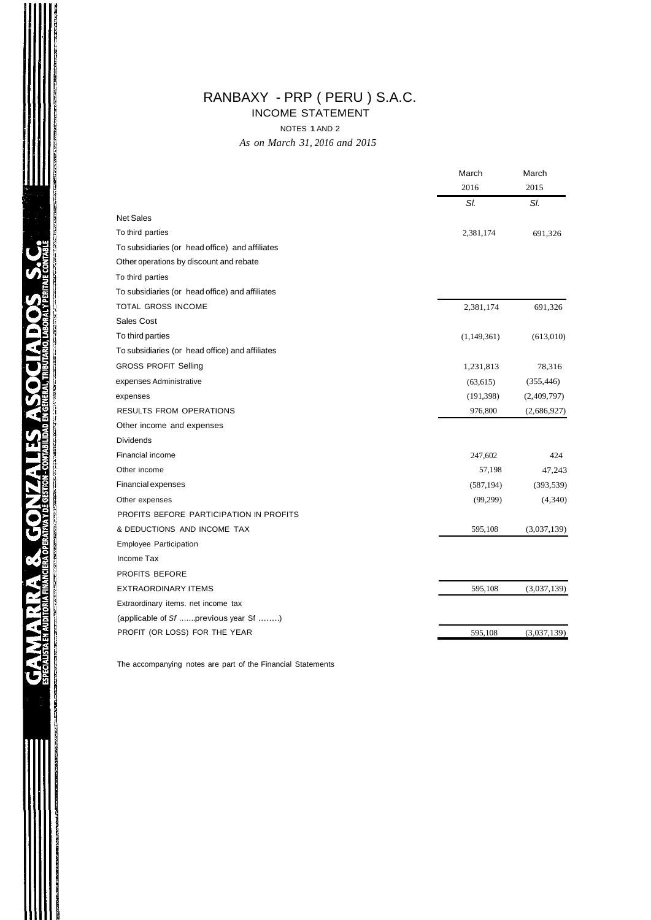# RANBAXY - PRP ( PERU ) S.A.C.

## INCOME STATEMENT

NOTES 1 AND 2

*As on March 31, 2016 and 2015*

| | March 2016 | March 2015 |
|---|---|---|
| | *Sl.* | *Sl.* |
| Net Sales | | |
| To third parties | 2,381,174 | 691,326 |
| To subsidiaries (or head office) and affiliates | | |
| Other operations by discount and rebate | | |
| To third parties | | |
| To subsidiaries (or head office) and affiliates | | |
| TOTAL GROSS INCOME | 2,381,174 | 691,326 |
| Sales Cost | | |
| To third parties | (1,149,361) | (613,010) |
| To subsidiaries (or head office) and affiliates | | |
| GROSS PROFIT Selling | 1,231,813 | 78,316 |
| expenses Administrative | (63,615) | (355,446) |
| expenses | (191,398) | (2,409,797) |
| RESULTS FROM OPERATIONS | 976,800 | (2,686,927) |
| Other income and expenses | | |
| Dividends | | |
| Financial income | 247,602 | 424 |
| Other income | 57,198 | 47,243 |
| Financial expenses | (587,194) | (393,539) |
| Other expenses | (99,299) | (4,340) |
| PROFITS BEFORE PARTICIPATION IN PROFITS & DEDUCTIONS AND INCOME TAX | 595,108 | (3,037,139) |
| Employee Participation | | |
| Income Tax | | |
| PROFITS BEFORE EXTRAORDINARY ITEMS | 595,108 | (3,037,139) |
| Extraordinary items. net income tax (applicable of *Sf* .......previous year Sf ........) | | |
| PROFIT (OR LOSS) FOR THE YEAR | 595,108 | (3,037,139) |

The accompanying notes are part of the Financial Statements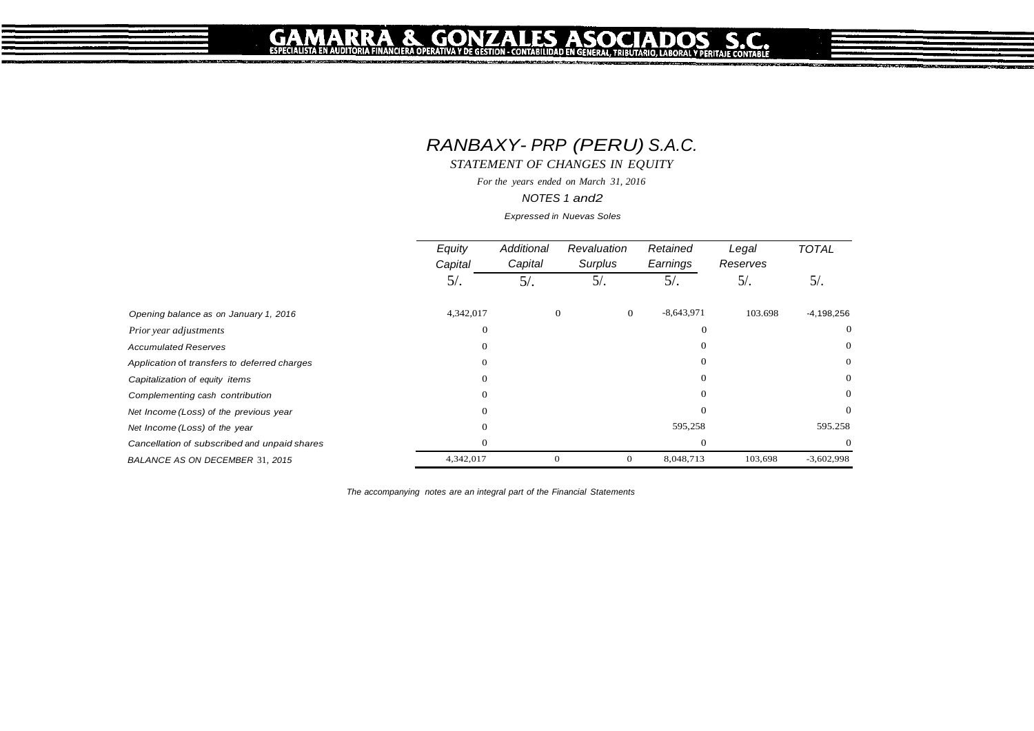# GAMARRA & GONZALES ASOCIADOS S.C.

ESPECIALISTA EN AUDITORIA FINANCIERA OPERATIVA Y DE GESTION - CONTABILIDAD EN GENERAL, TRIBUTARIO, LABORAL Y PERITAJE CONTABLE

## *RANBAXY- PRP (PERU) S.A.C.*

*STATEMENT OF CHANGES IN EQUITY*

*For the years ended on March 31, 2016*

*NOTES 1 and2*

*Expressed in Nuevas Soles*

| | Equity Capital S/. | Additional Capital S/. | Revaluation Surplus S/. | Retained Earnings S/. | Legal Reserves S/. | TOTAL S/. |
|---|---|---|---|---|---|---|
| *Opening balance as on January 1, 2016* | 4,342,017 | 0 | 0 | -8,643,971 | 103.698 | -4,198,256 |
| *Prior year adjustments* | 0 | | | 0 | | 0 |
| *Accumulated Reserves* | 0 | | | 0 | | 0 |
| *Application of transfers to deferred charges* | 0 | | | 0 | | 0 |
| *Capitalization of equity items* | 0 | | | 0 | | 0 |
| *Complementing cash contribution* | 0 | | | 0 | | 0 |
| *Net Income (Loss) of the previous year* | 0 | | | 0 | | 0 |
| *Net Income (Loss) of the year* | 0 | | | 595,258 | | 595.258 |
| *Cancellation of subscribed and unpaid shares* | 0 | | | 0 | | 0 |
| *BALANCE AS ON DECEMBER 31, 2015* | 4,342,017 | 0 | 0 | 8,048,713 | 103,698 | -3,602,998 |

*The accompanying notes are an integral part of the Financial Statements*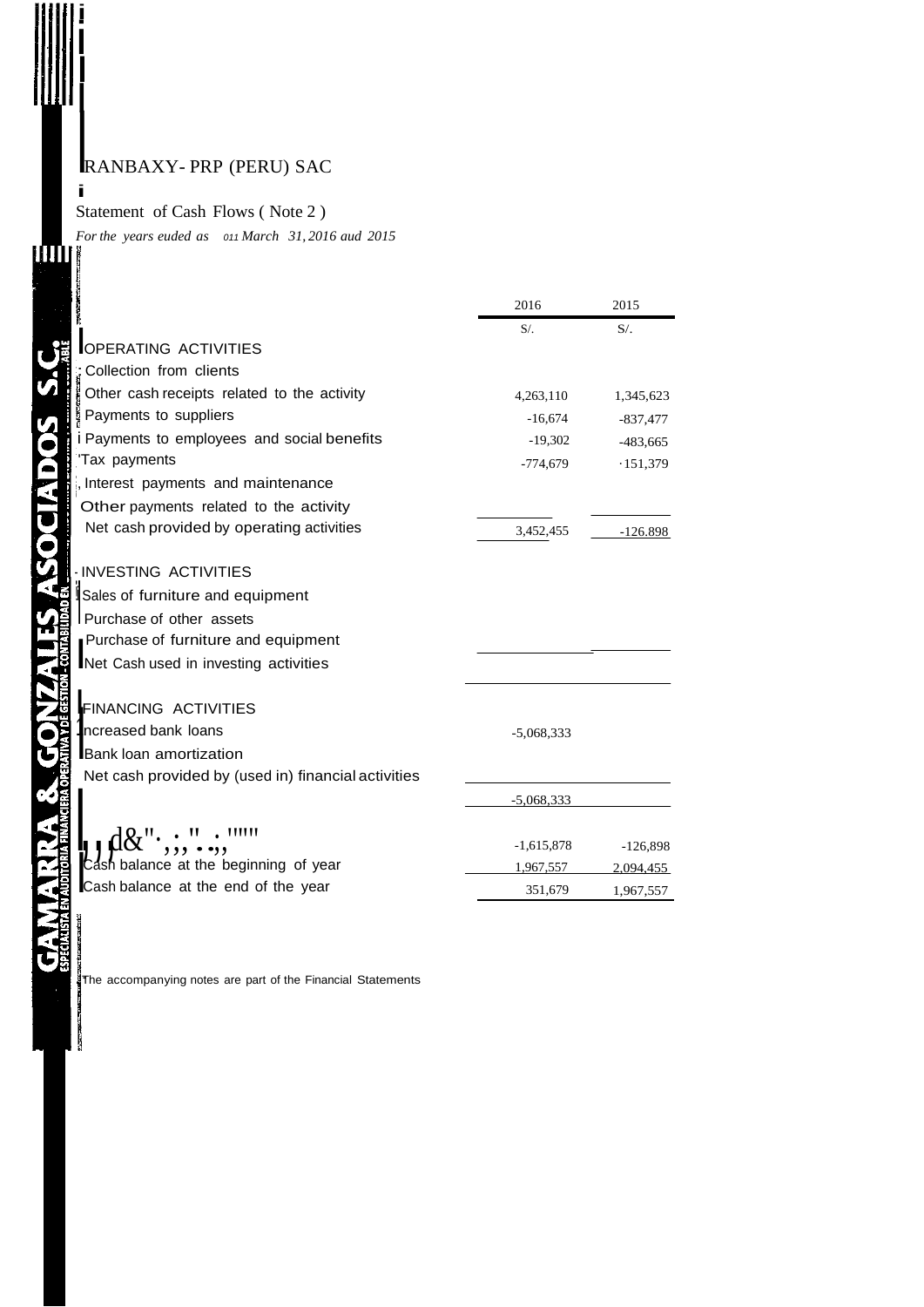RANBAXY- PRP (PERU) SAC

Statement of Cash Flows ( Note 2 )

*For the years euded as 011 March 31, 2016 aud 2015*

| | 2016 | 2015 |
|---|---|---|
| | S/. | S/. |
| **OPERATING ACTIVITIES** | | |
| Collection from clients | | |
| Other cash receipts related to the activity | 4,263,110 | 1,345,623 |
| Payments to suppliers | -16,674 | -837,477 |
| Payments to employees and social benefits | -19,302 | -483,665 |
| Tax payments | -774,679 | ·151,379 |
| Interest payments and maintenance | | |
| Other payments related to the activity | | |
| Net cash provided by operating activities | 3,452,455 | -126.898 |
| **INVESTING ACTIVITIES** | | |
| Sales of furniture and equipment | | |
| Purchase of other assets | | |
| Purchase of furniture and equipment | | |
| Net Cash used in investing activities | | |
| **FINANCING ACTIVITIES** | | |
| Increased bank loans | -5,068,333 | |
| Bank loan amortization | | |
| Net cash provided by (used in) financial activities | -5,068,333 | |
| | -1,615,878 | -126,898 |
| Cash balance at the beginning of year | 1,967,557 | 2,094,455 |
| Cash balance at the end of the year | 351,679 | 1,967,557 |

The accompanying notes are part of the Financial Statements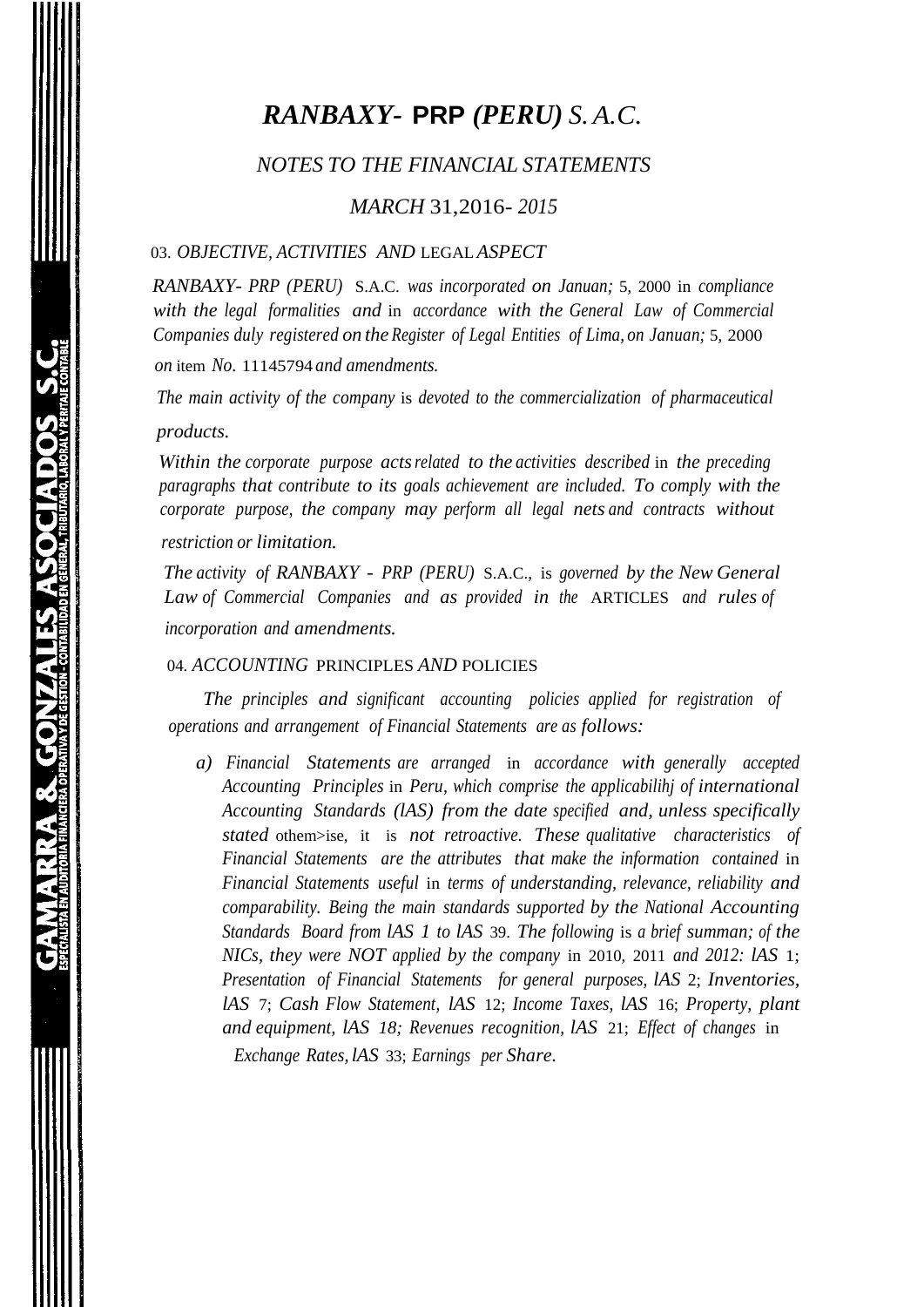# *RANBAXY- PRP (PERU) S.A.C.*

## *NOTES TO THE FINANCIAL STATEMENTS*

## *MARCH 31,2016- 2015*

### 03. *OBJECTIVE, ACTIVITIES AND LEGAL ASPECT*

*RANBAXY- PRP (PERU) S.A.C. was incorporated on Januan; 5, 2000 in compliance with the legal formalities and in accordance with the General Law of Commercial Companies duly registered on the Register of Legal Entities of Lima, on Januan; 5, 2000 on item No. 11145794 and amendments.*

*The main activity of the company is devoted to the commercialization of pharmaceutical products.*

*Within the corporate purpose acts related to the activities described in the preceding paragraphs that contribute to its goals achievement are included. To comply with the corporate purpose, the company may perform all legal nets and contracts without restriction or limitation.*

*The activity of RANBAXY - PRP (PERU) S.A.C., is governed by the New General Law of Commercial Companies and as provided in the ARTICLES and rules of incorporation and amendments.*

### 04. *ACCOUNTING PRINCIPLES AND POLICIES*

*The principles and significant accounting policies applied for registration of operations and arrangement of Financial Statements are as follows:*

a) *Financial Statements are arranged in accordance with generally accepted Accounting Principles in Peru, which comprise the applicabilihj of international Accounting Standards (lAS) from the date specified and, unless specifically stated othem>ise, it is not retroactive. These qualitative characteristics of Financial Statements are the attributes that make the information contained in Financial Statements useful in terms of understanding, relevance, reliability and comparability. Being the main standards supported by the National Accounting Standards Board from lAS 1 to lAS 39. The following is a brief summan; of the NICs, they were NOT applied by the company in 2010, 2011 and 2012: lAS 1; Presentation of Financial Statements for general purposes, lAS 2; Inventories, lAS 7; Cash Flow Statement, lAS 12; Income Taxes, lAS 16; Property, plant and equipment, lAS 18; Revenues recognition, lAS 21; Effect of changes in Exchange Rates, lAS 33; Earnings per Share.*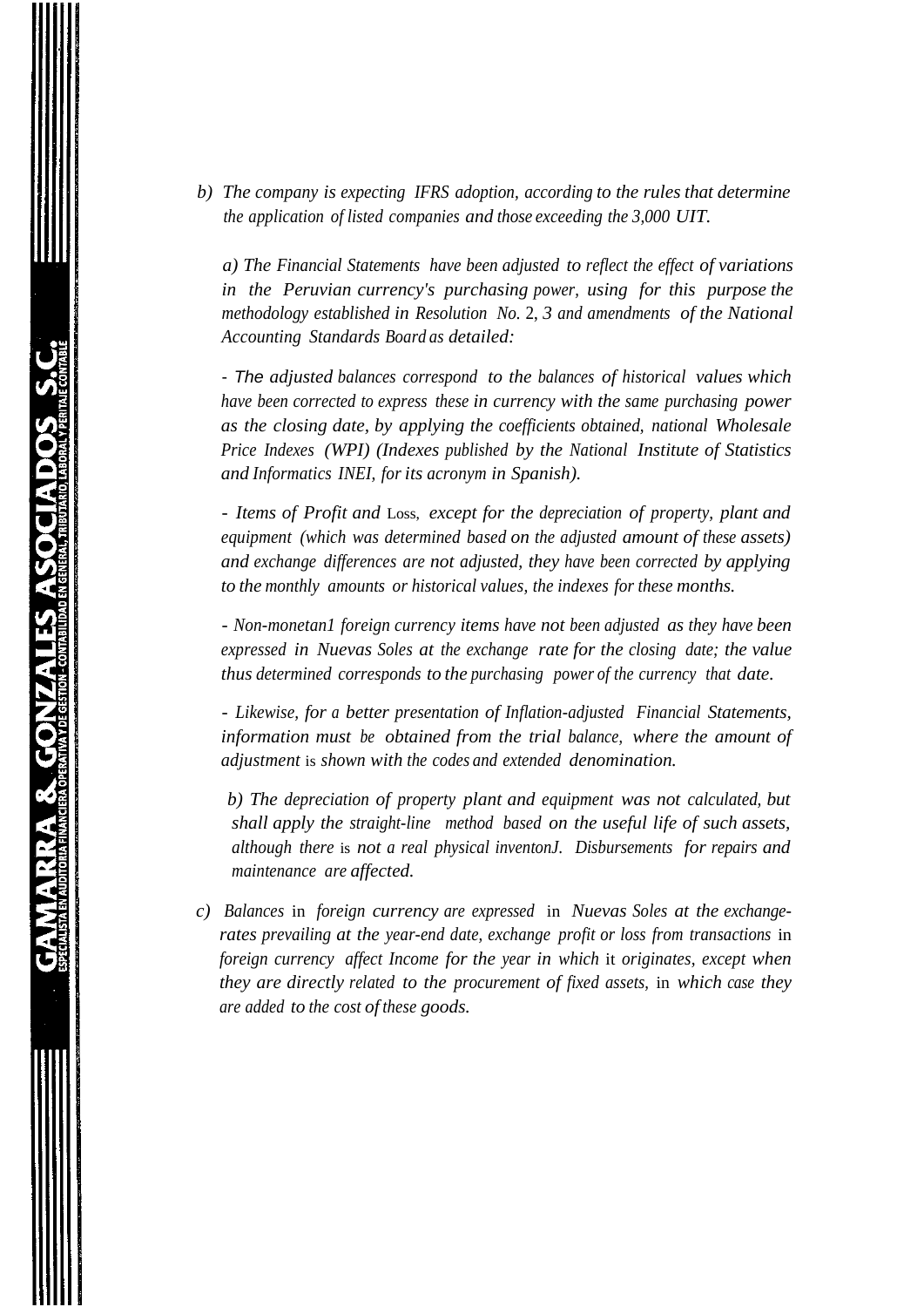b) *The company is expecting IFRS adoption, according to the rules that determine the application of listed companies and those exceeding the 3,000 UIT.*

*a) The Financial Statements have been adjusted to reflect the effect of variations in the Peruvian currency's purchasing power, using for this purpose the methodology established in Resolution No. 2, 3 and amendments of the National Accounting Standards Board as detailed:*

*- The adjusted balances correspond to the balances of historical values which have been corrected to express these in currency with the same purchasing power as the closing date, by applying the coefficients obtained, national Wholesale Price Indexes (WPI) (Indexes published by the National Institute of Statistics and Informatics INEI, for its acronym in Spanish).*

*- Items of Profit and Loss, except for the depreciation of property, plant and equipment (which was determined based on the adjusted amount of these assets) and exchange differences are not adjusted, they have been corrected by applying to the monthly amounts or historical values, the indexes for these months.*

*- Non-monetan1 foreign currency items have not been adjusted as they have been expressed in Nuevas Soles at the exchange rate for the closing date; the value thus determined corresponds to the purchasing power of the currency that date.*

*- Likewise, for a better presentation of Inflation-adjusted Financial Statements, information must be obtained from the trial balance, where the amount of adjustment is shown with the codes and extended denomination.*

*b) The depreciation of property plant and equipment was not calculated, but shall apply the straight-line method based on the useful life of such assets, although there is not a real physical inventonJ. Disbursements for repairs and maintenance are affected.*

c) *Balances in foreign currency are expressed in Nuevas Soles at the exchange-rates prevailing at the year-end date, exchange profit or loss from transactions in foreign currency affect Income for the year in which it originates, except when they are directly related to the procurement of fixed assets, in which case they are added to the cost of these goods.*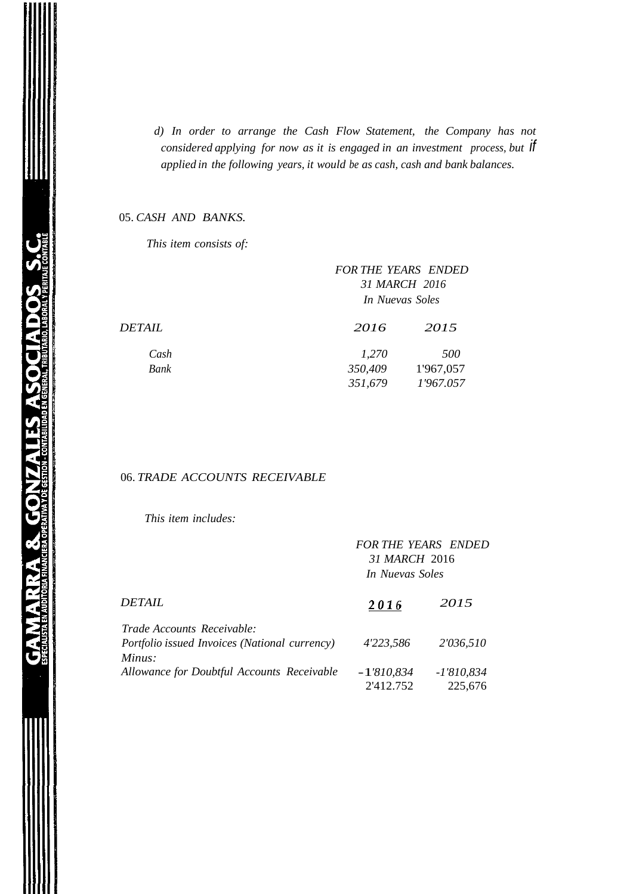*d) In order to arrange the Cash Flow Statement, the Company has not considered applying for now as it is engaged in an investment process, but if applied in the following years, it would be as cash, cash and bank balances.*

## 05. *CASH AND BANKS.*

*This item consists of:*

| *DETAIL* | *FOR THE YEARS ENDED 31 MARCH 2016 In Nuevas Soles* | |
|---|---|---|
| | *2016* | *2015* |
| *Cash* | *1,270* | *500* |
| *Bank* | *350,409* | 1'967,057 |
| | *351,679* | *1'967.057* |

## 06. *TRADE ACCOUNTS RECEIVABLE*

*This item includes:*

| *DETAIL* | *FOR THE YEARS ENDED 31 MARCH* 2016 *In Nuevas Soles* | |
|---|---|---|
| | **2016** | *2015* |
| *Trade Accounts Receivable:* | | |
| *Portfolio issued Invoices (National currency)* | *4'223,586* | *2'036,510* |
| *Minus:* | | |
| *Allowance for Doubtful Accounts Receivable* | -1'810,834 | -1'810,834 |
| | 2'412.752 | 225,676 |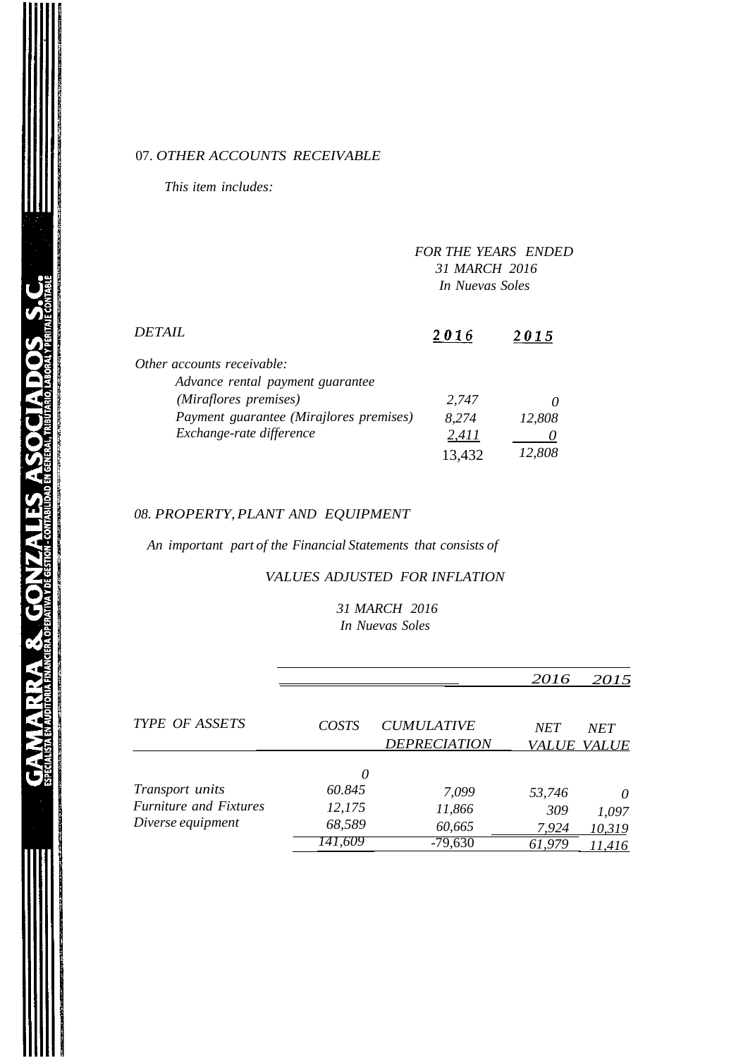## 07. *OTHER ACCOUNTS RECEIVABLE*

*This item includes:*

*FOR THE YEARS ENDED*
*31 MARCH 2016*
*In Nuevas Soles*

| *DETAIL* | **2016** | **2015** |
|---|---|---|
| *Other accounts receivable:* | | |
| *Advance rental payment guarantee* | | |
| *(Miraflores premises)* | 2,747 | 0 |
| *Payment guarantee (Mirajlores premises)* | 8,274 | 12,808 |
| *Exchange-rate difference* | 2,411 | 0 |
| | 13,432 | 12,808 |

## 08. *PROPERTY, PLANT AND EQUIPMENT*

*An important part of the Financial Statements that consists of*

*VALUES ADJUSTED FOR INFLATION*

*31 MARCH 2016*
*In Nuevas Soles*

| | | | 2016 | 2015 |
|---|---|---|---|---|
| *TYPE OF ASSETS* | *COSTS* | *CUMULATIVE DEPRECIATION* | *NET VALUE* | *NET VALUE* |
| | 0 | | | |
| *Transport units* | 60.845 | 7,099 | 53,746 | 0 |
| *Furniture and Fixtures* | 12,175 | 11,866 | 309 | 1,097 |
| *Diverse equipment* | 68,589 | 60,665 | 7,924 | 10,319 |
| | 141,609 | -79,630 | 61,979 | 11,416 |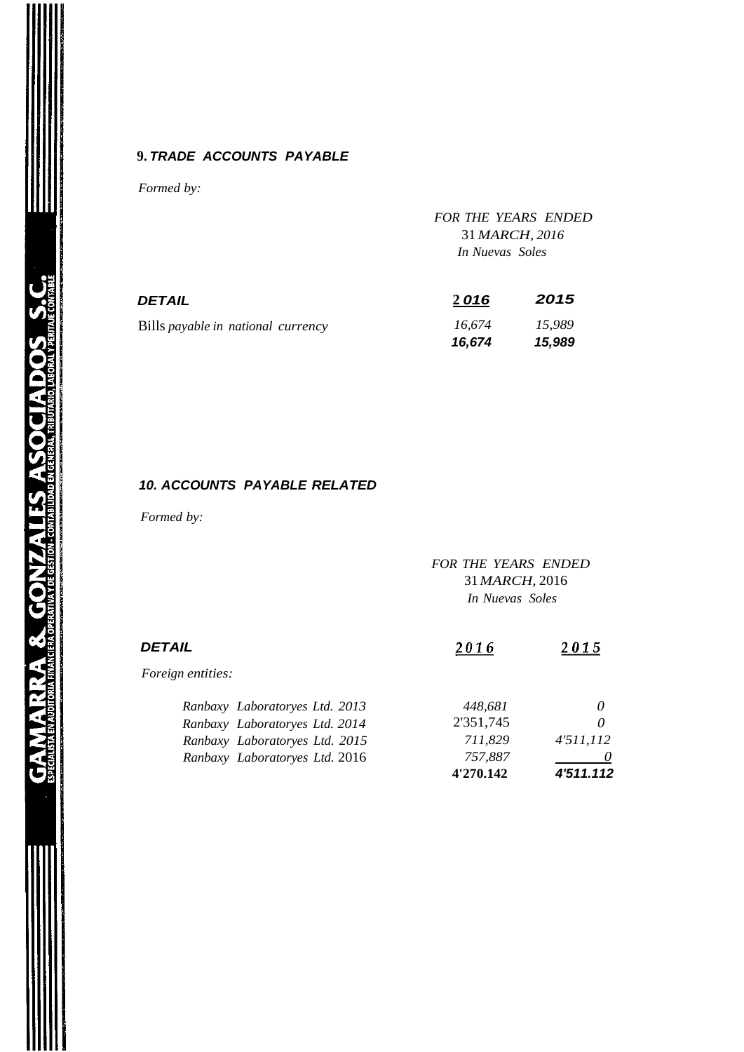## 9. *TRADE ACCOUNTS PAYABLE*

*Formed by:*

| | *FOR THE YEARS ENDED 31 MARCH, 2016 In Nuevas Soles* | |
|---|---|---|
| ***DETAIL*** | **2016** | **2015** |
| Bills *payable in national currency* | *16,674* | *15,989* |
| | ***16,674*** | ***15,989*** |

## *10. ACCOUNTS PAYABLE RELATED*

*Formed by:*

| | *FOR THE YEARS ENDED 31 MARCH, 2016 In Nuevas Soles* | |
|---|---|---|
| ***DETAIL*** | *2016* | *2015* |
| *Foreign entities:* | | |
| *Ranbaxy Laboratoryes Ltd. 2013* | *448,681* | *0* |
| *Ranbaxy Laboratoryes Ltd. 2014* | 2'351,745 | *0* |
| *Ranbaxy Laboratoryes Ltd. 2015* | *711,829* | *4'511,112* |
| *Ranbaxy Laboratoryes Ltd.* 2016 | *757,887* | *0* |
| | **4'270.142** | ***4'511.112*** |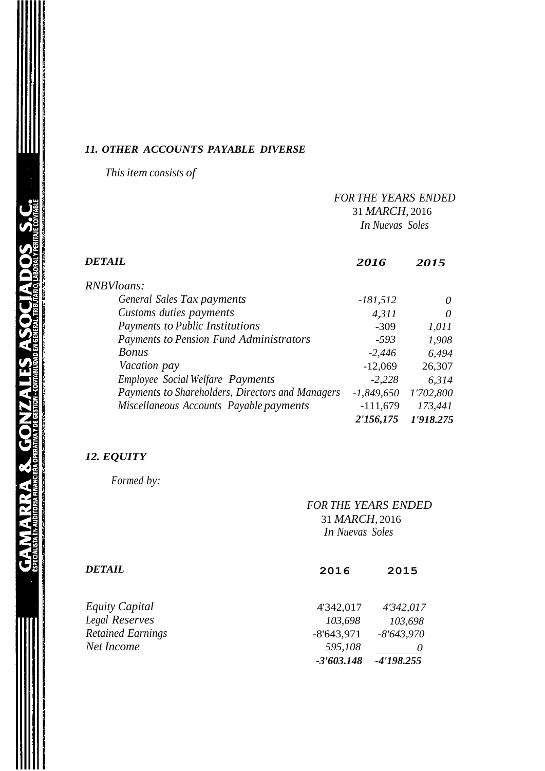### *11. OTHER ACCOUNTS PAYABLE DIVERSE*

*This item consists of*

*FOR THE YEARS ENDED*
31 *MARCH*, 2016
*In Nuevas Soles*

| *DETAIL* | *2016* | *2015* |
|---|---|---|
| *RNBVloans:* | | |
| *General Sales Tax payments* | *-181,512* | *0* |
| *Customs duties payments* | *4,311* | *0* |
| *Payments to Public Institutions* | -309 | *1,011* |
| *Payments to Pension Fund Administrators* | *-593* | *1,908* |
| *Bonus* | *-2,446* | *6,494* |
| *Vacation pay* | -12,069 | 26,307 |
| *Employee Social Welfare Payments* | *-2,228* | *6,314* |
| *Payments to Shareholders, Directors and Managers* | *-1,849,650* | *1'702,800* |
| *Miscellaneous Accounts Payable payments* | -111,679 | *173,441* |
| | ***2'156,175*** | ***1'918.275*** |

### *12. EQUITY*

*Formed by:*

*FOR THE YEARS ENDED*
31 *MARCH*, 2016
*In Nuevas Soles*

| *DETAIL* | 2016 | 2015 |
|---|---|---|
| *Equity Capital* | 4'342,017 | *4'342,017* |
| *Legal Reserves* | *103,698* | *103,698* |
| *Retained Earnings* | -8'643,971 | *-8'643,970* |
| *Net Income* | *595,108* | *0* |
| | ***-3'603.148*** | ***-4'198.255*** |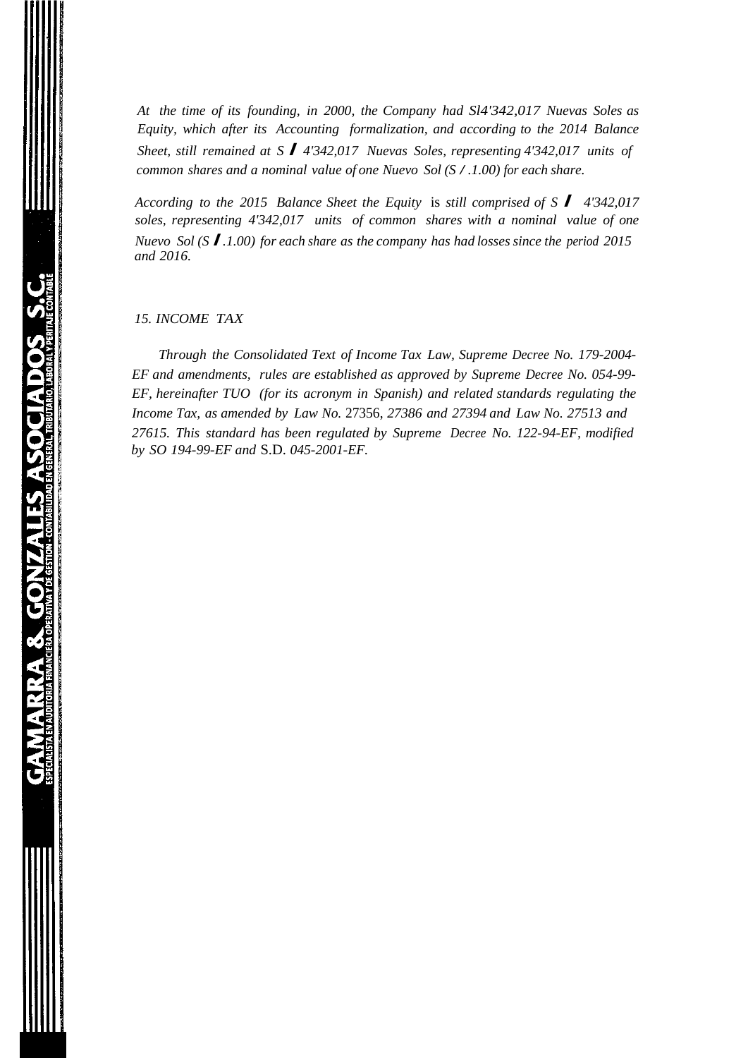*At the time of its founding, in 2000, the Company had Sl4'342,017 Nuevas Soles as Equity, which after its Accounting formalization, and according to the 2014 Balance Sheet, still remained at S / 4'342,017 Nuevas Soles, representing 4'342,017 units of common shares and a nominal value of one Nuevo Sol (S / .1.00) for each share.*

*According to the 2015 Balance Sheet the Equity* is *still comprised of S / 4'342,017 soles, representing 4'342,017 units of common shares with a nominal value of one Nuevo Sol (S / .1.00) for each share as the company has had losses since the period 2015 and 2016.*

### *15. INCOME TAX*

*Through the Consolidated Text of Income Tax Law, Supreme Decree No. 179-2004-EF and amendments, rules are established as approved by Supreme Decree No. 054-99-EF, hereinafter TUO (for its acronym in Spanish) and related standards regulating the Income Tax, as amended by Law No.* 27356, *27386 and 27394 and Law No. 27513 and 27615. This standard has been regulated by Supreme Decree No. 122-94-EF, modified by SO 194-99-EF and* S.D. *045-2001-EF.*